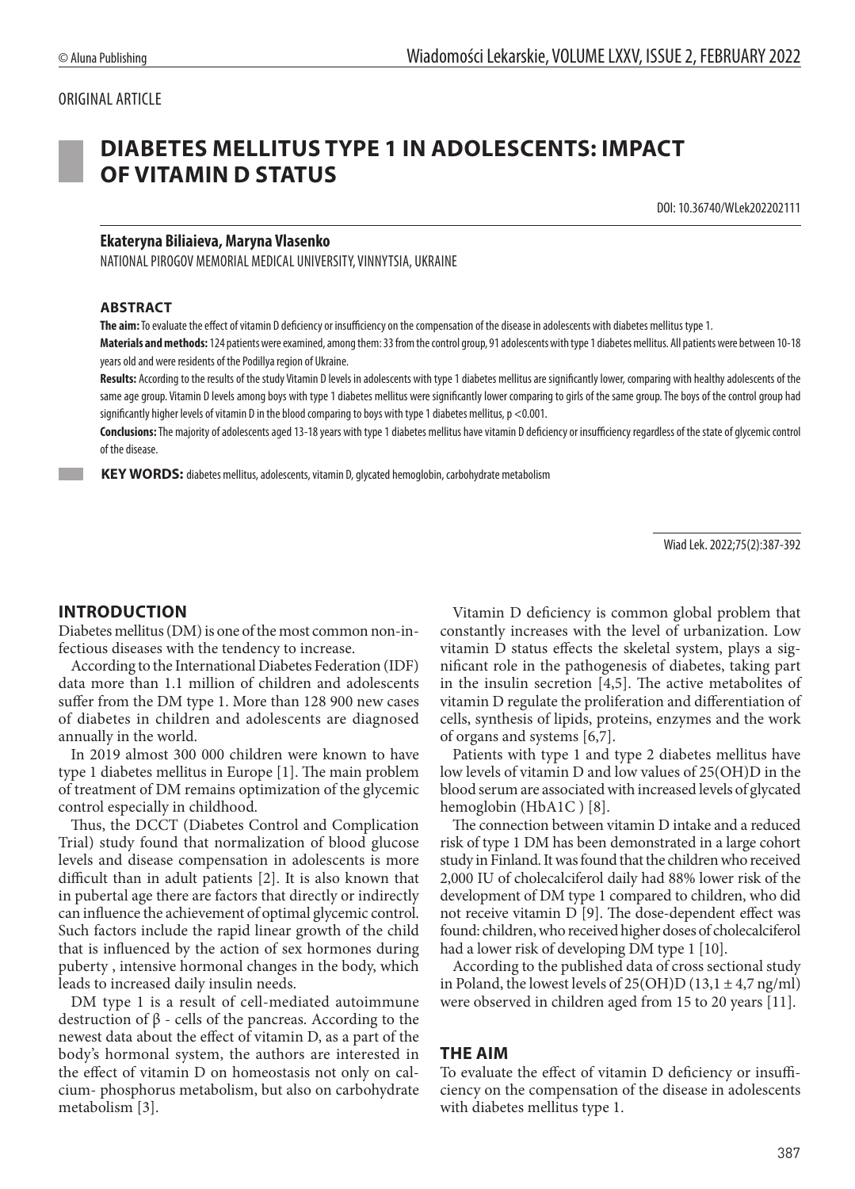ORIGINAL ARTICLE

# DIABETES MELLITUS TYPE 1 IN ADOLESCENTS: IMPACT OF VITAMIN D STATUS

DOI: 10.36740/WLek202202111

**Ekateryna Biliaieva, Maryna Vlasenko**

NATIONAL PIROGOV MEMORIAL MEDICAL UNIVERSITY, VINNYTSIA, UKRAINE

### ABSTRACT

**The aim:** To evaluate the effect of vitamin D deficiency or insufficiency on the compensation of the disease in adolescents with diabetes mellitus type 1.

**Materials and methods:** 124 patients were examined, among them: 33 from the control group, 91 adolescents with type 1 diabetes mellitus. All patients were between 10-18 years old and were residents of the Podillya region of Ukraine.

**Results:** According to the results of the study Vitamin D levels in adolescents with type 1 diabetes mellitus are significantly lower, comparing with healthy adolescents of the same age group. Vitamin D levels among boys with type 1 diabetes mellitus were significantly lower comparing to girls of the same group. The boys of the control group had significantly higher levels of vitamin D in the blood comparing to boys with type 1 diabetes mellitus, $p < 0.001$.

**Conclusions:** The majority of adolescents aged 13-18 years with type 1 diabetes mellitus have vitamin D deficiency or insufficiency regardless of the state of glycemic control of the disease.

**KEY WORDS:** diabetes mellitus, adolescents, vitamin D, glycated hemoglobin, carbohydrate metabolism

Wiad Lek. 2022;75(2):387-392

## INTRODUCTION

Diabetes mellitus (DM) is one of the most common non-infectious diseases with the tendency to increase.

According to the International Diabetes Federation (IDF) data more than 1.1 million of children and adolescents suffer from the DM type 1. More than 128 900 new cases of diabetes in children and adolescents are diagnosed annually in the world.

In 2019 almost 300 000 children were known to have type 1 diabetes mellitus in Europe [1]. The main problem of treatment of DM remains optimization of the glycemic control especially in childhood.

Thus, the DCCT (Diabetes Control and Complication Trial) study found that normalization of blood glucose levels and disease compensation in adolescents is more difficult than in adult patients [2]. It is also known that in pubertal age there are factors that directly or indirectly can influence the achievement of optimal glycemic control. Such factors include the rapid linear growth of the child that is influenced by the action of sex hormones during puberty , intensive hormonal changes in the body, which leads to increased daily insulin needs.

DM type 1 is a result of cell-mediated autoimmune destruction of β - cells of the pancreas. According to the newest data about the effect of vitamin D, as a part of the body's hormonal system, the authors are interested in the effect of vitamin D on homeostasis not only on calcium- phosphorus metabolism, but also on carbohydrate metabolism [3].

Vitamin D deficiency is common global problem that constantly increases with the level of urbanization. Low vitamin D status effects the skeletal system, plays a significant role in the pathogenesis of diabetes, taking part in the insulin secretion [4,5]. The active metabolites of vitamin D regulate the proliferation and differentiation of cells, synthesis of lipids, proteins, enzymes and the work of organs and systems [6,7].

Patients with type 1 and type 2 diabetes mellitus have low levels of vitamin D and low values of 25(OH)D in the blood serum are associated with increased levels of glycated hemoglobin (HbA1C ) [8].

The connection between vitamin D intake and a reduced risk of type 1 DM has been demonstrated in a large cohort study in Finland. It was found that the children who received 2,000 IU of cholecalciferol daily had 88% lower risk of the development of DM type 1 compared to children, who did not receive vitamin D [9]. The dose-dependent effect was found: children, who received higher doses of cholecalciferol had a lower risk of developing DM type 1 [10].

According to the published data of cross sectional study in Poland, the lowest levels of 25(OH)D ($13,1 \pm 4,7$ ng/ml) were observed in children aged from 15 to 20 years [11].

## THE AIM

To evaluate the effect of vitamin D deficiency or insufficiency on the compensation of the disease in adolescents with diabetes mellitus type 1.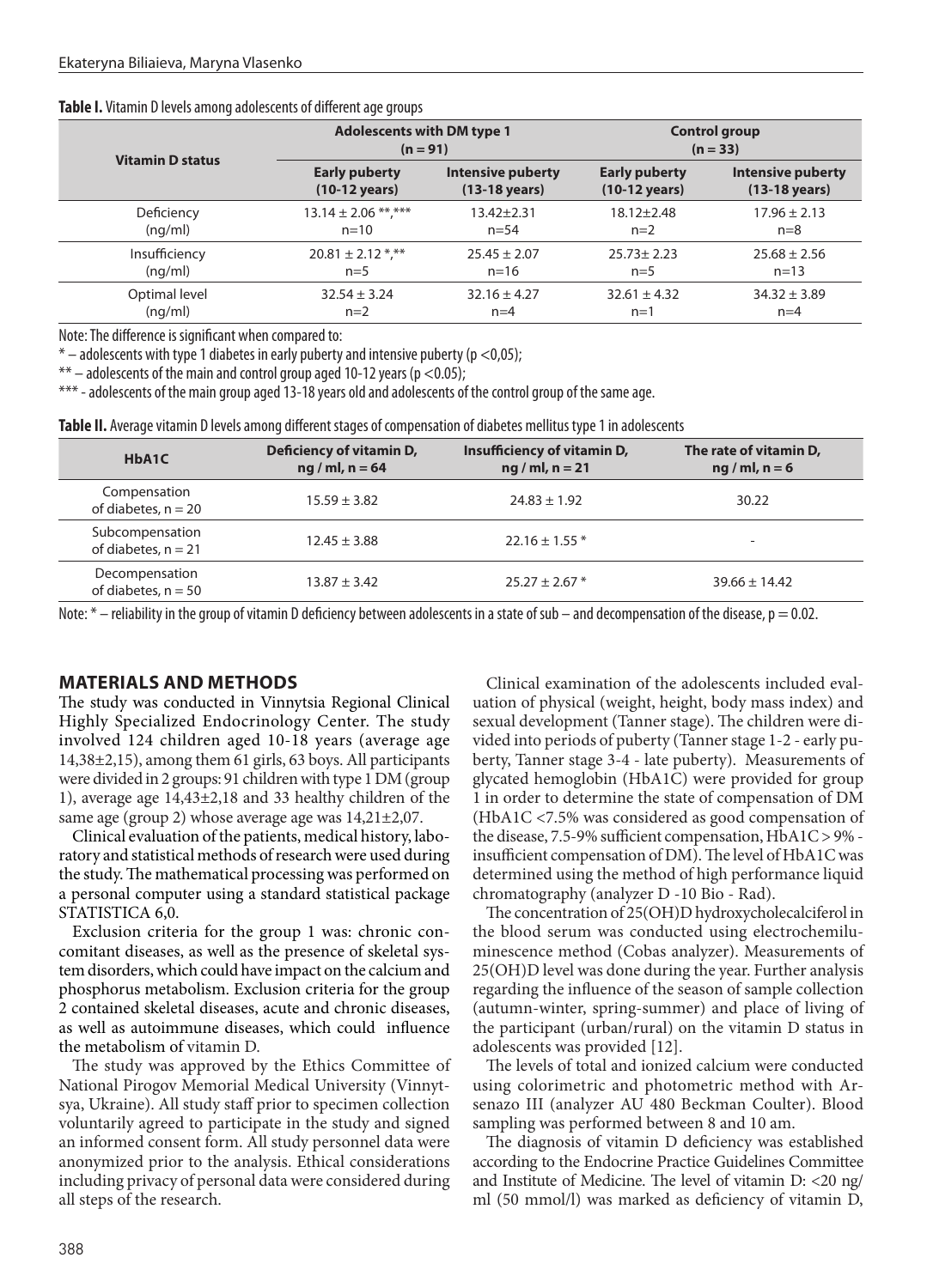**Table I.** Vitamin D levels among adolescents of different age groups

| Vitamin D status | Adolescents with DM type 1 (n = 91) | | Control group (n = 33) | |
|---|---|---|---|---|
| | Early puberty (10-12 years) | Intensive puberty (13-18 years) | Early puberty (10-12 years) | Intensive puberty (13-18 years) |
| Deficiency (ng/ml) | 13.14 ± 2.06 **,*** n=10 | 13.42±2.31 n=54 | 18.12±2.48 n=2 | 17.96 ± 2.13 n=8 |
| Insufficiency (ng/ml) | 20.81 ± 2.12 *,** n=5 | 25.45 ± 2.07 n=16 | 25.73± 2.23 n=5 | 25.68 ± 2.56 n=13 |
| Optimal level (ng/ml) | 32.54 ± 3.24 n=2 | 32.16 ± 4.27 n=4 | 32.61 ± 4.32 n=1 | 34.32 ± 3.89 n=4 |

Note: The difference is significant when compared to:

* – adolescents with type 1 diabetes in early puberty and intensive puberty ($p < 0{,}05$);

** – adolescents of the main and control group aged 10-12 years ($p < 0.05$);

*** - adolescents of the main group aged 13-18 years old and adolescents of the control group of the same age.

**Table II.** Average vitamin D levels among different stages of compensation of diabetes mellitus type 1 in adolescents

| HbA1C | Deficiency of vitamin D, ng / ml, n = 64 | Insufficiency of vitamin D, ng / ml, n = 21 | The rate of vitamin D, ng / ml, n = 6 |
|---|---|---|---|
| Compensation of diabetes, n = 20 | 15.59 ± 3.82 | 24.83 ± 1.92 | 30.22 |
| Subcompensation of diabetes, n = 21 | 12.45 ± 3.88 | 22.16 ± 1.55 * | - |
| Decompensation of diabetes, n = 50 | 13.87 ± 3.42 | 25.27 ± 2.67 * | 39.66 ± 14.42 |

Note: * – reliability in the group of vitamin D deficiency between adolescents in a state of sub – and decompensation of the disease, $p = 0.02$.

## MATERIALS AND METHODS

The study was conducted in Vinnytsia Regional Clinical Highly Specialized Endocrinology Center. The study involved 124 children aged 10-18 years (average age 14,38±2,15), among them 61 girls, 63 boys. All participants were divided in 2 groups: 91 children with type 1 DM (group 1), average age 14,43±2,18 and 33 healthy children of the same age (group 2) whose average age was 14,21±2,07.

Clinical evaluation of the patients, medical history, laboratory and statistical methods of research were used during the study. The mathematical processing was performed on a personal computer using a standard statistical package STATISTICA 6,0.

Exclusion criteria for the group 1 was: chronic concomitant diseases, as well as the presence of skeletal system disorders, which could have impact on the calcium and phosphorus metabolism. Exclusion criteria for the group 2 contained skeletal diseases, acute and chronic diseases, as well as autoimmune diseases, which could influence the metabolism of vitamin D.

The study was approved by the Ethics Committee of National Pirogov Memorial Medical University (Vinnytsya, Ukraine). All study staff prior to specimen collection voluntarily agreed to participate in the study and signed an informed consent form. All study personnel data were anonymized prior to the analysis. Ethical considerations including privacy of personal data were considered during all steps of the research.

Clinical examination of the adolescents included evaluation of physical (weight, height, body mass index) and sexual development (Tanner stage). The children were divided into periods of puberty (Tanner stage 1-2 - early puberty, Tanner stage 3-4 - late puberty). Measurements of glycated hemoglobin (HbA1C) were provided for group 1 in order to determine the state of compensation of DM (HbA1C <7.5% was considered as good compensation of the disease, 7.5-9% sufficient compensation, HbA1C > 9% - insufficient compensation of DM). The level of HbA1C was determined using the method of high performance liquid chromatography (analyzer D -10 Bio - Rad).

The concentration of 25(OH)D hydroxycholecalciferol in the blood serum was conducted using electrochemiluminescence method (Cobas analyzer). Measurements of 25(OH)D level was done during the year. Further analysis regarding the influence of the season of sample collection (autumn-winter, spring-summer) and place of living of the participant (urban/rural) on the vitamin D status in adolescents was provided [12].

The levels of total and ionized calcium were conducted using colorimetric and photometric method with Arsenazo III (analyzer AU 480 Beckman Coulter). Blood sampling was performed between 8 and 10 am.

The diagnosis of vitamin D deficiency was established according to the Endocrine Practice Guidelines Committee and Institute of Medicine. The level of vitamin D: <20 ng/ml (50 mmol/l) was marked as deficiency of vitamin D,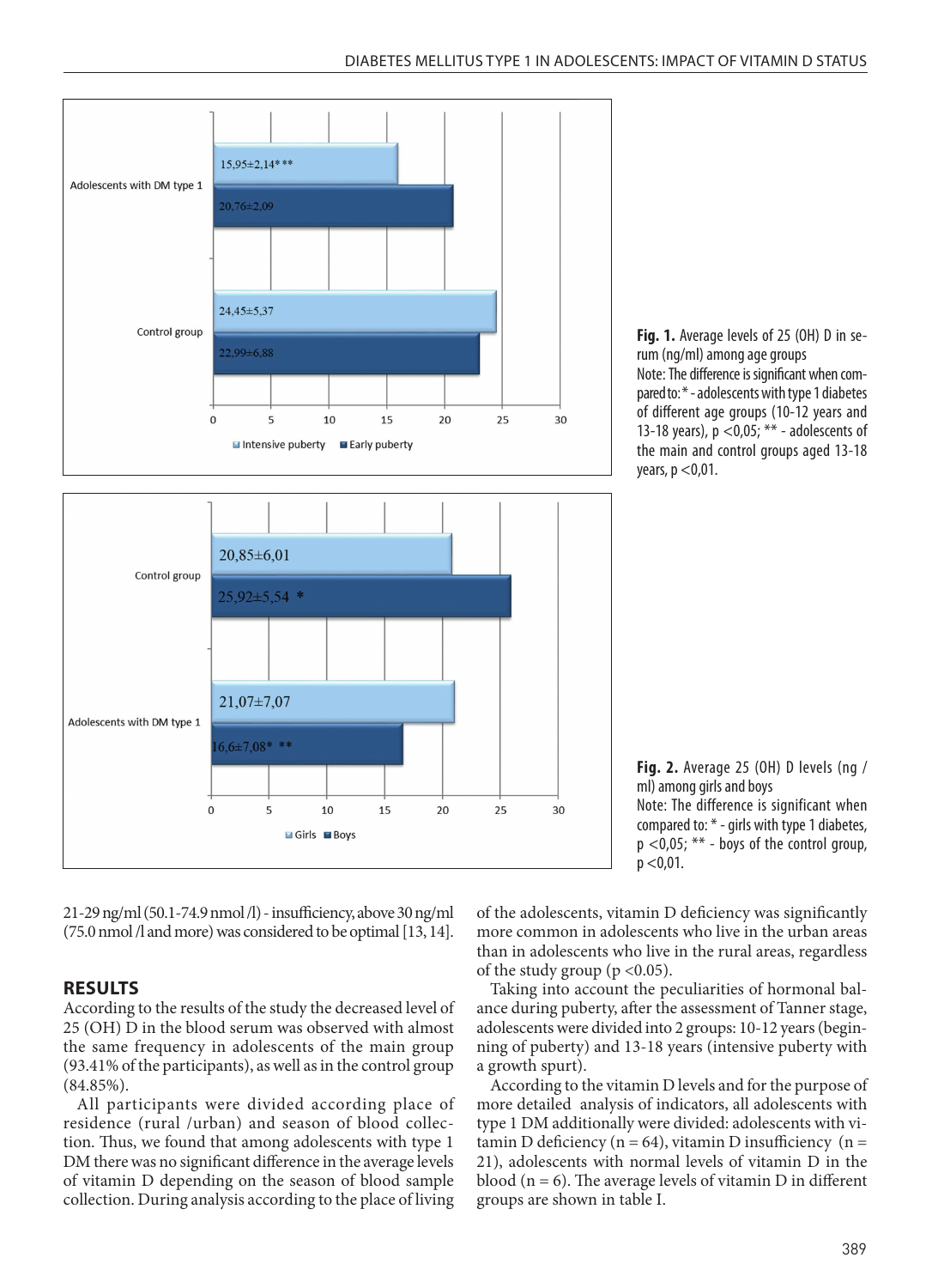Fig. 1. Average levels of 25 (OH) D in serum (ng/ml) among age groups

Note: The difference is significant when compared to: * - adolescents with type 1 diabetes of different age groups (10-12 years and 13-18 years), p <0,05; ** - adolescents of the main and control groups aged 13-18 years, p <0,01.

Fig. 2. Average 25 (OH) D levels (ng / ml) among girls and boys

Note: The difference is significant when compared to: * - girls with type 1 diabetes, p <0,05; ** - boys of the control group, p <0,01.

21-29 ng/ml (50.1-74.9 nmol /l) - insufficiency, above 30 ng/ml (75.0 nmol /l and more) was considered to be optimal [13, 14].

## RESULTS

According to the results of the study the decreased level of 25 (OH) D in the blood serum was observed with almost the same frequency in adolescents of the main group (93.41% of the participants), as well as in the control group (84.85%).

All participants were divided according place of residence (rural /urban) and season of blood collection. Thus, we found that among adolescents with type 1 DM there was no significant difference in the average levels of vitamin D depending on the season of blood sample collection. During analysis according to the place of living of the adolescents, vitamin D deficiency was significantly more common in adolescents who live in the urban areas than in adolescents who live in the rural areas, regardless of the study group (p <0.05).

Taking into account the peculiarities of hormonal balance during puberty, after the assessment of Tanner stage, adolescents were divided into 2 groups: 10-12 years (beginning of puberty) and 13-18 years (intensive puberty with a growth spurt).

According to the vitamin D levels and for the purpose of more detailed analysis of indicators, all adolescents with type 1 DM additionally were divided: adolescents with vitamin D deficiency (n = 64), vitamin D insufficiency (n = 21), adolescents with normal levels of vitamin D in the blood (n = 6). The average levels of vitamin D in different groups are shown in table I.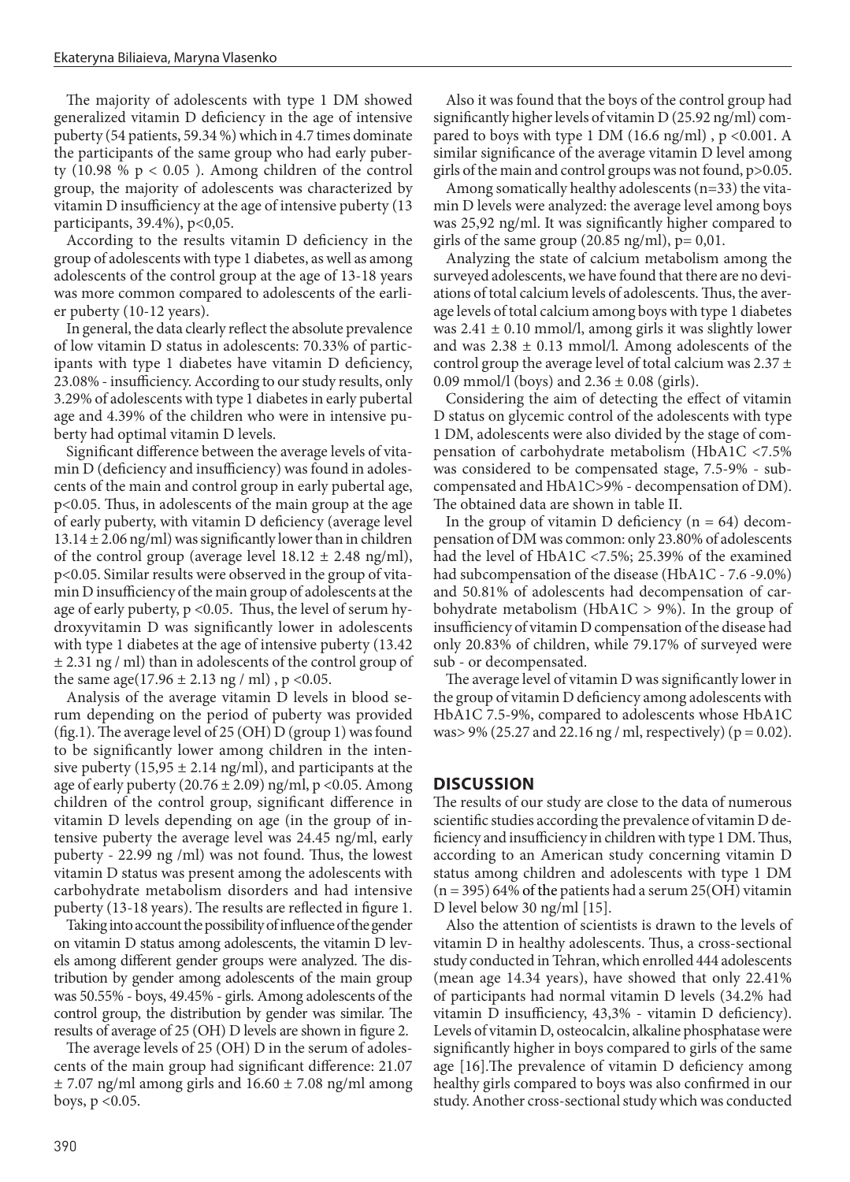The majority of adolescents with type 1 DM showed generalized vitamin D deficiency in the age of intensive puberty (54 patients, 59.34 %) which in 4.7 times dominate the participants of the same group who had early puberty (10.98 % $p < 0.05$ ). Among children of the control group, the majority of adolescents was characterized by vitamin D insufficiency at the age of intensive puberty (13 participants, 39.4%), $p<0,05$.

According to the results vitamin D deficiency in the group of adolescents with type 1 diabetes, as well as among adolescents of the control group at the age of 13-18 years was more common compared to adolescents of the earlier puberty (10-12 years).

In general, the data clearly reflect the absolute prevalence of low vitamin D status in adolescents: 70.33% of participants with type 1 diabetes have vitamin D deficiency, 23.08% - insufficiency. According to our study results, only 3.29% of adolescents with type 1 diabetes in early pubertal age and 4.39% of the children who were in intensive puberty had optimal vitamin D levels.

Significant difference between the average levels of vitamin D (deficiency and insufficiency) was found in adolescents of the main and control group in early pubertal age, $p<0.05$. Thus, in adolescents of the main group at the age of early puberty, with vitamin D deficiency (average level $13.14 \pm 2.06$ ng/ml) was significantly lower than in children of the control group (average level $18.12 \pm 2.48$ ng/ml), $p<0.05$. Similar results were observed in the group of vitamin D insufficiency of the main group of adolescents at the age of early puberty, $p<0.05$. Thus, the level of serum hydroxyvitamin D was significantly lower in adolescents with type 1 diabetes at the age of intensive puberty ($13.42 \pm 2.31$ ng / ml) than in adolescents of the control group of the same age($17.96 \pm 2.13$ ng / ml) , $p<0.05$.

Analysis of the average vitamin D levels in blood serum depending on the period of puberty was provided (fig.1). The average level of 25 (OH) D (group 1) was found to be significantly lower among children in the intensive puberty ($15,95 \pm 2.14$ ng/ml), and participants at the age of early puberty ($20.76 \pm 2.09$) ng/ml, $p<0.05$. Among children of the control group, significant difference in vitamin D levels depending on age (in the group of intensive puberty the average level was 24.45 ng/ml, early puberty - 22.99 ng /ml) was not found. Thus, the lowest vitamin D status was present among the adolescents with carbohydrate metabolism disorders and had intensive puberty (13-18 years). The results are reflected in figure 1.

Taking into account the possibility of influence of the gender on vitamin D status among adolescents, the vitamin D levels among different gender groups were analyzed. The distribution by gender among adolescents of the main group was 50.55% - boys, 49.45% - girls. Among adolescents of the control group, the distribution by gender was similar. The results of average of 25 (OH) D levels are shown in figure 2.

The average levels of 25 (OH) D in the serum of adolescents of the main group had significant difference: 21.07 $\pm$ 7.07 ng/ml among girls and $16.60 \pm 7.08$ ng/ml among boys, $p<0.05$.

Also it was found that the boys of the control group had significantly higher levels of vitamin D (25.92 ng/ml) compared to boys with type 1 DM (16.6 ng/ml) , $p<0.001$. A similar significance of the average vitamin D level among girls of the main and control groups was not found, $p>0.05$.

Among somatically healthy adolescents (n=33) the vitamin D levels were analyzed: the average level among boys was 25,92 ng/ml. It was significantly higher compared to girls of the same group (20.85 ng/ml), $p= 0,01$.

Analyzing the state of calcium metabolism among the surveyed adolescents, we have found that there are no deviations of total calcium levels of adolescents. Thus, the average levels of total calcium among boys with type 1 diabetes was $2.41 \pm 0.10$ mmol/l, among girls it was slightly lower and was $2.38 \pm 0.13$ mmol/l. Among adolescents of the control group the average level of total calcium was $2.37 \pm 0.09$ mmol/l (boys) and $2.36 \pm 0.08$ (girls).

Considering the aim of detecting the effect of vitamin D status on glycemic control of the adolescents with type 1 DM, adolescents were also divided by the stage of compensation of carbohydrate metabolism (HbA1C <7.5% was considered to be compensated stage, 7.5-9% - subcompensated and HbA1C>9% - decompensation of DM). The obtained data are shown in table II.

In the group of vitamin D deficiency ($n = 64$) decompensation of DM was common: only 23.80% of adolescents had the level of HbA1C <7.5%; 25.39% of the examined had subcompensation of the disease (HbA1C - 7.6 -9.0%) and 50.81% of adolescents had decompensation of carbohydrate metabolism (HbA1C > 9%). In the group of insufficiency of vitamin D compensation of the disease had only 20.83% of children, while 79.17% of surveyed were sub - or decompensated.

The average level of vitamin D was significantly lower in the group of vitamin D deficiency among adolescents with HbA1C 7.5-9%, compared to adolescents whose HbA1C was> 9% (25.27 and 22.16 ng / ml, respectively) ($p = 0.02$).

## DISCUSSION

The results of our study are close to the data of numerous scientific studies according the prevalence of vitamin D deficiency and insufficiency in children with type 1 DM. Thus, according to an American study concerning vitamin D status among children and adolescents with type 1 DM ($n = 395$) 64% of the patients had a serum 25(OH) vitamin D level below 30 ng/ml [15].

Also the attention of scientists is drawn to the levels of vitamin D in healthy adolescents. Thus, a cross-sectional study conducted in Tehran, which enrolled 444 adolescents (mean age 14.34 years), have showed that only 22.41% of participants had normal vitamin D levels (34.2% had vitamin D insufficiency, 43,3% - vitamin D deficiency). Levels of vitamin D, osteocalcin, alkaline phosphatase were significantly higher in boys compared to girls of the same age [16].The prevalence of vitamin D deficiency among healthy girls compared to boys was also confirmed in our study. Another cross-sectional study which was conducted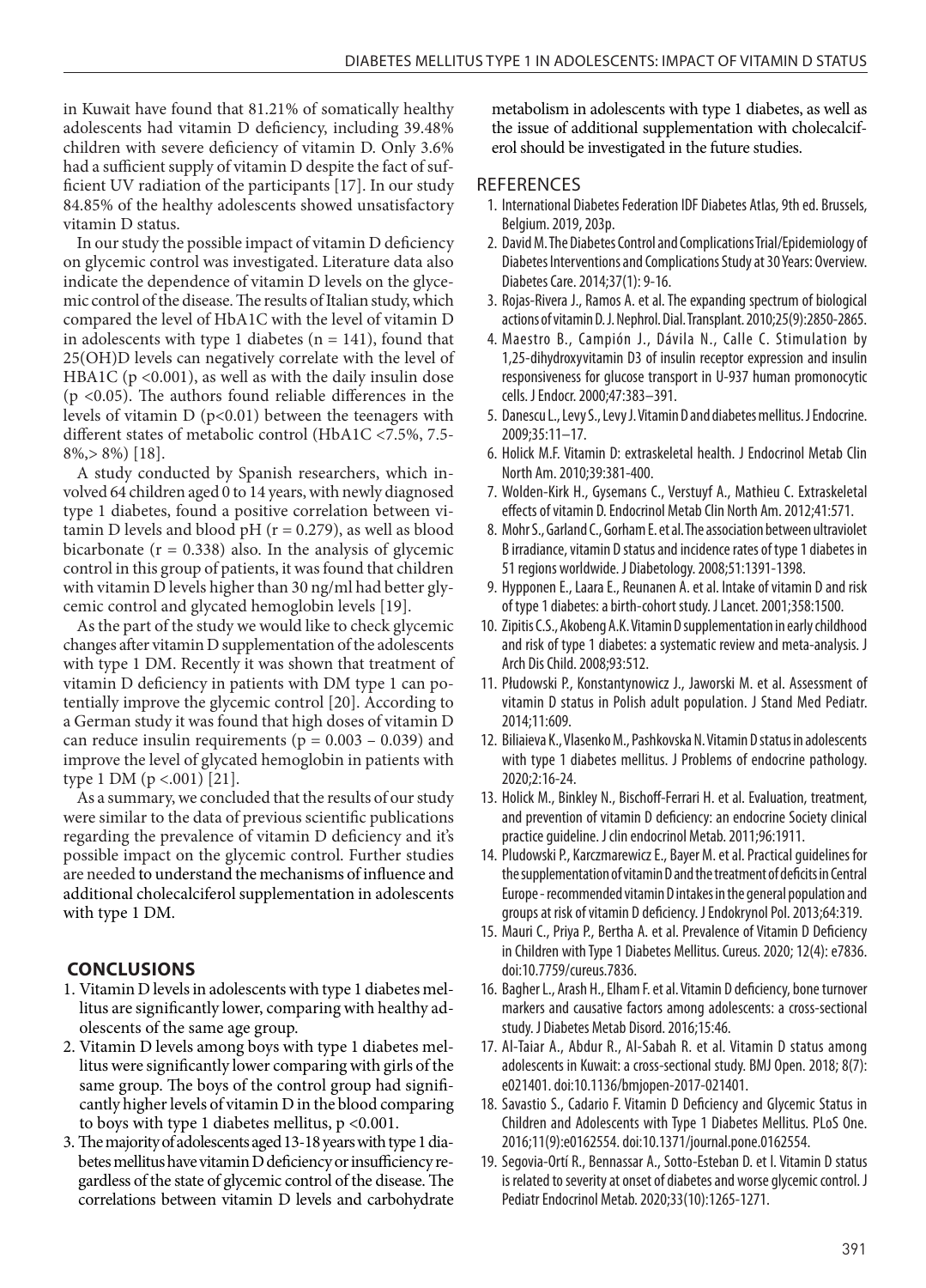in Kuwait have found that 81.21% of somatically healthy adolescents had vitamin D deficiency, including 39.48% children with severe deficiency of vitamin D. Only 3.6% had a sufficient supply of vitamin D despite the fact of sufficient UV radiation of the participants [17]. In our study 84.85% of the healthy adolescents showed unsatisfactory vitamin D status.

In our study the possible impact of vitamin D deficiency on glycemic control was investigated. Literature data also indicate the dependence of vitamin D levels on the glycemic control of the disease. The results of Italian study, which compared the level of HbA1C with the level of vitamin D in adolescents with type 1 diabetes ($n = 141$), found that 25(OH)D levels can negatively correlate with the level of HBA1C ($p < 0.001$), as well as with the daily insulin dose ($p < 0.05$). The authors found reliable differences in the levels of vitamin D ($p < 0.01$) between the teenagers with different states of metabolic control (HbA1C <7.5%, 7.5-8%,> 8%) [18].

A study conducted by Spanish researchers, which involved 64 children aged 0 to 14 years, with newly diagnosed type 1 diabetes, found a positive correlation between vitamin D levels and blood pH ($r = 0.279$), as well as blood bicarbonate ($r = 0.338$) also. In the analysis of glycemic control in this group of patients, it was found that children with vitamin D levels higher than 30 ng/ml had better glycemic control and glycated hemoglobin levels [19].

As the part of the study we would like to check glycemic changes after vitamin D supplementation of the adolescents with type 1 DM. Recently it was shown that treatment of vitamin D deficiency in patients with DM type 1 can potentially improve the glycemic control [20]. According to a German study it was found that high doses of vitamin D can reduce insulin requirements ($p = 0.003 – 0.039$) and improve the level of glycated hemoglobin in patients with type 1 DM ($p <.001$) [21].

As a summary, we concluded that the results of our study were similar to the data of previous scientific publications regarding the prevalence of vitamin D deficiency and it's possible impact on the glycemic control. Further studies are needed to understand the mechanisms of influence and additional cholecalciferol supplementation in adolescents with type 1 DM.

## CONCLUSIONS

1. Vitamin D levels in adolescents with type 1 diabetes mellitus are significantly lower, comparing with healthy adolescents of the same age group.
2. Vitamin D levels among boys with type 1 diabetes mellitus were significantly lower comparing with girls of the same group. The boys of the control group had significantly higher levels of vitamin D in the blood comparing to boys with type 1 diabetes mellitus, $p < 0.001$.
3. The majority of adolescents aged 13-18 years with type 1 diabetes mellitus have vitamin D deficiency or insufficiency regardless of the state of glycemic control of the disease. The correlations between vitamin D levels and carbohydrate metabolism in adolescents with type 1 diabetes, as well as the issue of additional supplementation with cholecalciferol should be investigated in the future studies.

## REFERENCES

1. International Diabetes Federation IDF Diabetes Atlas, 9th ed. Brussels, Belgium. 2019, 203p.
2. David M. The Diabetes Control and Complications Trial/Epidemiology of Diabetes Interventions and Complications Study at 30 Years: Overview. Diabetes Care. 2014;37(1): 9-16.
3. Rojas-Rivera J., Ramos A. et al. The expanding spectrum of biological actions of vitamin D. J. Nephrol. Dial. Transplant. 2010;25(9):2850-2865.
4. Maestro B., Campión J., Dávila N., Calle C. Stimulation by 1,25-dihydroxyvitamin D3 of insulin receptor expression and insulin responsiveness for glucose transport in U-937 human promonocytic cells. J Endocr. 2000;47:383–391.
5. Danescu L., Levy S., Levy J. Vitamin D and diabetes mellitus. J Endocrine. 2009;35:11–17.
6. Holick M.F. Vitamin D: extraskeletal health. J Endocrinol Metab Clin North Am. 2010;39:381-400.
7. Wolden-Kirk H., Gysemans C., Verstuyf A., Mathieu C. Extraskeletal effects of vitamin D. Endocrinol Metab Clin North Am. 2012;41:571.
8. Mohr S., Garland C., Gorham E. et al. The association between ultraviolet B irradiance, vitamin D status and incidence rates of type 1 diabetes in 51 regions worldwide. J Diabetology. 2008;51:1391-1398.
9. Hypponen E., Laara E., Reunanen A. et al. Intake of vitamin D and risk of type 1 diabetes: a birth-cohort study. J Lancet. 2001;358:1500.
10. Zipitis C.S., Akobeng A.K. Vitamin D supplementation in early childhood and risk of type 1 diabetes: a systematic review and meta-analysis. J Arch Dis Child. 2008;93:512.
11. Płudowski P., Konstantynowicz J., Jaworski M. et al. Assessment of vitamin D status in Polish adult population. J Stand Med Pediatr. 2014;11:609.
12. Biliaieva K., Vlasenko M., Pashkovska N. Vitamin D status in adolescents with type 1 diabetes mellitus. J Problems of endocrine pathology. 2020;2:16-24.
13. Holick M., Binkley N., Bischoff-Ferrari H. et al. Evaluation, treatment, and prevention of vitamin D deficiency: an endocrine Society clinical practice guideline. J clin endocrinol Metab. 2011;96:1911.
14. Pludowski P., Karczmarewicz E., Bayer M. et al. Practical guidelines for the supplementation of vitamin D and the treatment of deficits in Central Europe - recommended vitamin D intakes in the general population and groups at risk of vitamin D deficiency. J Endokrynol Pol. 2013;64:319.
15. Mauri C., Priya P., Bertha A. et al. Prevalence of Vitamin D Deficiency in Children with Type 1 Diabetes Mellitus. Cureus. 2020; 12(4): e7836. doi:10.7759/cureus.7836.
16. Bagher L., Arash H., Elham F. et al. Vitamin D deficiency, bone turnover markers and causative factors among adolescents: a cross-sectional study. J Diabetes Metab Disord. 2016;15:46.
17. Al-Taiar A., Abdur R., Al-Sabah R. et al. Vitamin D status among adolescents in Kuwait: a cross-sectional study. BMJ Open. 2018; 8(7): e021401. doi:10.1136/bmjopen-2017-021401.
18. Savastio S., Cadario F. Vitamin D Deficiency and Glycemic Status in Children and Adolescents with Type 1 Diabetes Mellitus. PLoS One. 2016;11(9):e0162554. doi:10.1371/journal.pone.0162554.
19. Segovia-Ortí R., Bennassar A., Sotto-Esteban D. et l. Vitamin D status is related to severity at onset of diabetes and worse glycemic control. J Pediatr Endocrinol Metab. 2020;33(10):1265-1271.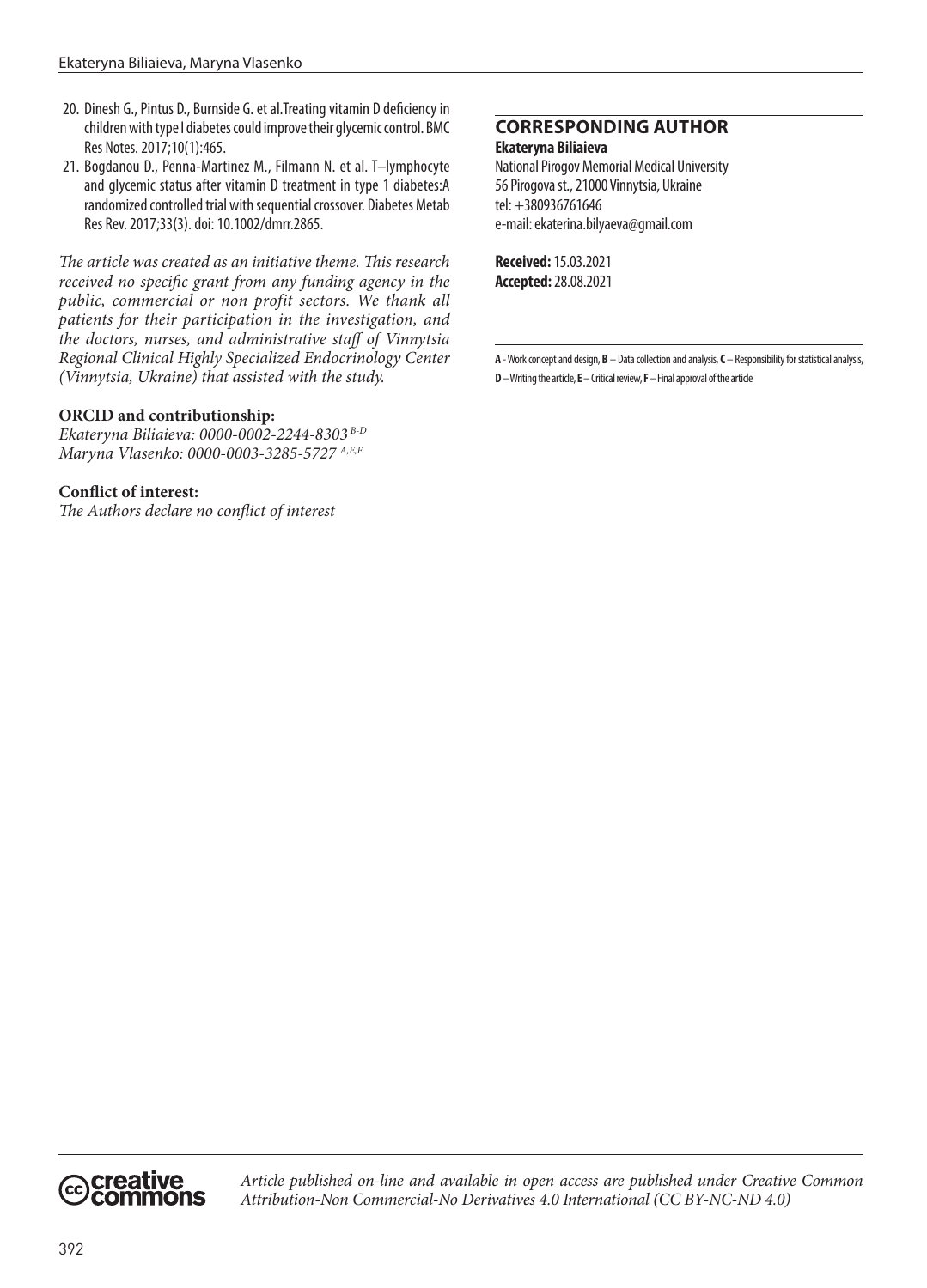20. Dinesh G., Pintus D., Burnside G. et al.Treating vitamin D deficiency in children with type I diabetes could improve their glycemic control. BMC Res Notes. 2017;10(1):465.
21. Bogdanou D., Penna-Martinez M., Filmann N. et al. T–lymphocyte and glycemic status after vitamin D treatment in type 1 diabetes:A randomized controlled trial with sequential crossover. Diabetes Metab Res Rev. 2017;33(3). doi: 10.1002/dmrr.2865.

*The article was created as an initiative theme. This research received no specific grant from any funding agency in the public, commercial or non profit sectors. We thank all patients for their participation in the investigation, and the doctors, nurses, and administrative staff of Vinnytsia Regional Clinical Highly Specialized Endocrinology Center (Vinnytsia, Ukraine) that assisted with the study.*

**ORCID and contributionship:**

*Ekateryna Biliaieva: 0000-0002-2244-8303* [B-D]
*Maryna Vlasenko: 0000-0003-3285-5727* [A,E,F]

**Conflict of interest:**

*The Authors declare no conflict of interest*

## CORRESPONDING AUTHOR

**Ekateryna Biliaieva**
National Pirogov Memorial Medical University
56 Pirogova st., 21000 Vinnytsia, Ukraine
tel: +380936761646
e-mail: ekaterina.bilyaeva@gmail.com

**Received:** 15.03.2021
**Accepted:** 28.08.2021

**A** - Work concept and design, **B** – Data collection and analysis, **C** – Responsibility for statistical analysis, **D** – Writing the article, **E** – Critical review, **F** – Final approval of the article

*Article published on-line and available in open access are published under Creative Common Attribution-Non Commercial-No Derivatives 4.0 International (CC BY-NC-ND 4.0)*